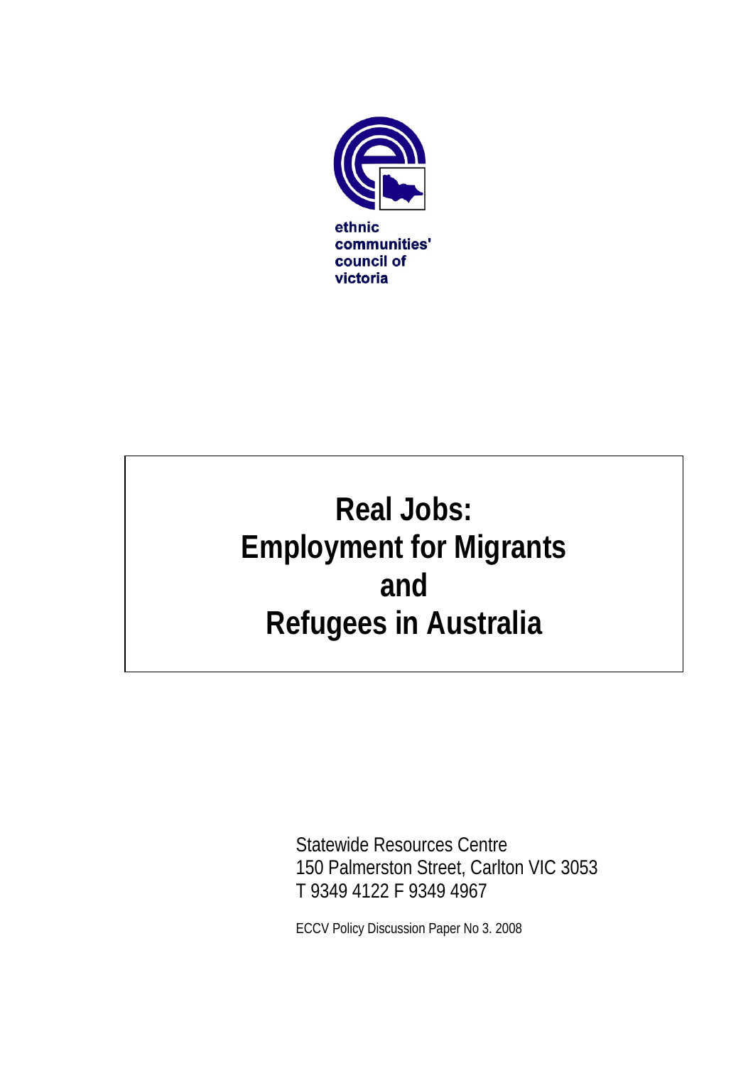ethnic
communities'
council of
victoria

# Real Jobs: Employment for Migrants and Refugees in Australia

Statewide Resources Centre
150 Palmerston Street, Carlton VIC 3053
T 9349 4122 F 9349 4967

ECCV Policy Discussion Paper No 3. 2008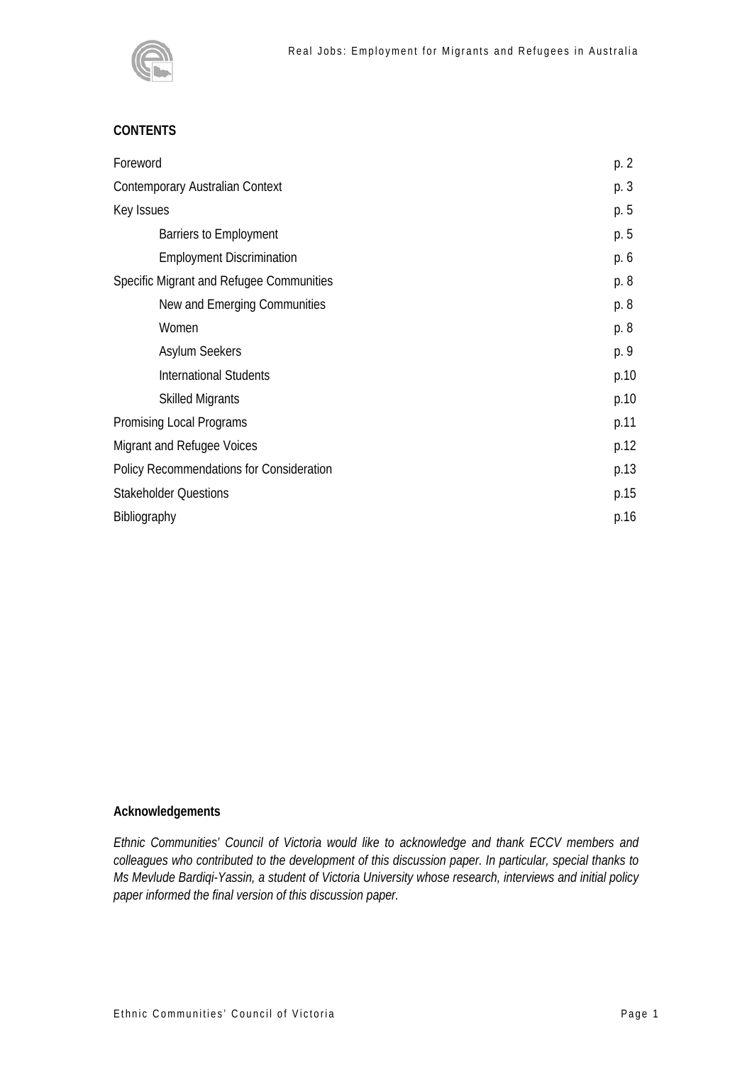## CONTENTS

| | |
|---|---|
| Foreword | p. 2 |
| Contemporary Australian Context | p. 3 |
| Key Issues | p. 5 |
| Barriers to Employment | p. 5 |
| Employment Discrimination | p. 6 |
| Specific Migrant and Refugee Communities | p. 8 |
| New and Emerging Communities | p. 8 |
| Women | p. 8 |
| Asylum Seekers | p. 9 |
| International Students | p.10 |
| Skilled Migrants | p.10 |
| Promising Local Programs | p.11 |
| Migrant and Refugee Voices | p.12 |
| Policy Recommendations for Consideration | p.13 |
| Stakeholder Questions | p.15 |
| Bibliography | p.16 |

**Acknowledgements**

*Ethnic Communities' Council of Victoria would like to acknowledge and thank ECCV members and colleagues who contributed to the development of this discussion paper. In particular, special thanks to Ms Mevlude Bardiqi-Yassin, a student of Victoria University whose research, interviews and initial policy paper informed the final version of this discussion paper.*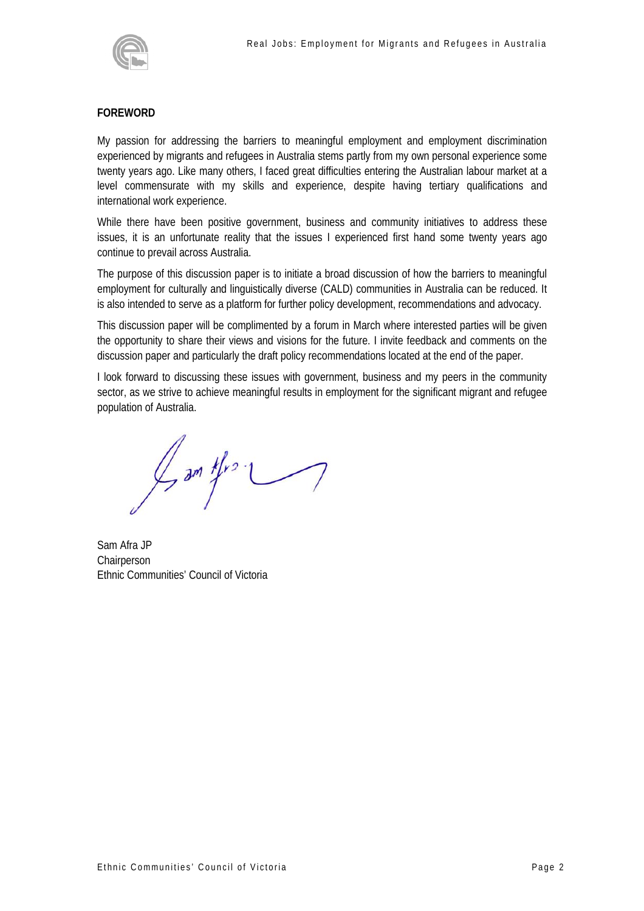## FOREWORD

My passion for addressing the barriers to meaningful employment and employment discrimination experienced by migrants and refugees in Australia stems partly from my own personal experience some twenty years ago. Like many others, I faced great difficulties entering the Australian labour market at a level commensurate with my skills and experience, despite having tertiary qualifications and international work experience.

While there have been positive government, business and community initiatives to address these issues, it is an unfortunate reality that the issues I experienced first hand some twenty years ago continue to prevail across Australia.

The purpose of this discussion paper is to initiate a broad discussion of how the barriers to meaningful employment for culturally and linguistically diverse (CALD) communities in Australia can be reduced. It is also intended to serve as a platform for further policy development, recommendations and advocacy.

This discussion paper will be complimented by a forum in March where interested parties will be given the opportunity to share their views and visions for the future. I invite feedback and comments on the discussion paper and particularly the draft policy recommendations located at the end of the paper.

I look forward to discussing these issues with government, business and my peers in the community sector, as we strive to achieve meaningful results in employment for the significant migrant and refugee population of Australia.

Sam Afra JP
Chairperson
Ethnic Communities' Council of Victoria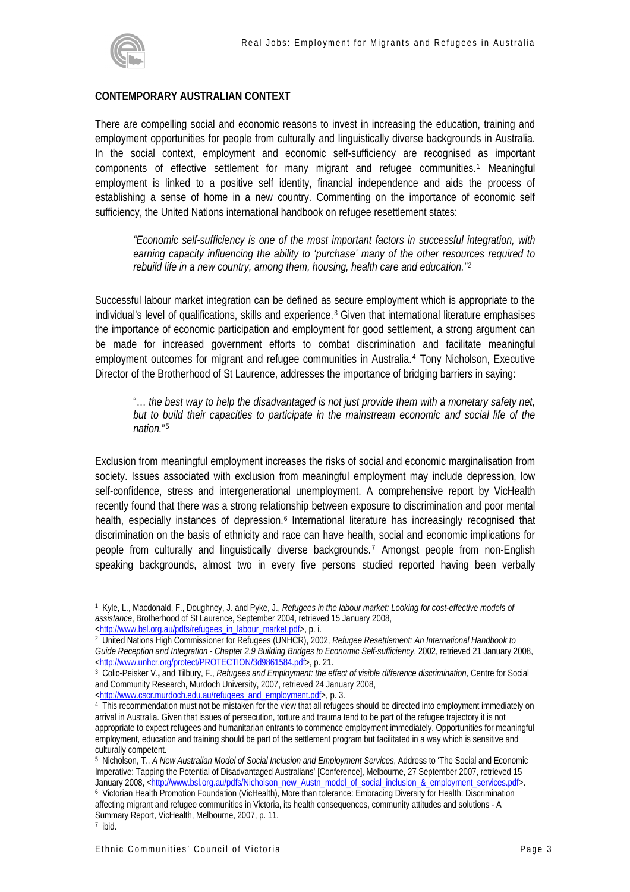**CONTEMPORARY AUSTRALIAN CONTEXT**

There are compelling social and economic reasons to invest in increasing the education, training and employment opportunities for people from culturally and linguistically diverse backgrounds in Australia. In the social context, employment and economic self-sufficiency are recognised as important components of effective settlement for many migrant and refugee communities.[1] Meaningful employment is linked to a positive self identity, financial independence and aids the process of establishing a sense of home in a new country. Commenting on the importance of economic self sufficiency, the United Nations international handbook on refugee resettlement states:

> *"Economic self-sufficiency is one of the most important factors in successful integration, with earning capacity influencing the ability to 'purchase' many of the other resources required to rebuild life in a new country, among them, housing, health care and education."*[2]

Successful labour market integration can be defined as secure employment which is appropriate to the individual's level of qualifications, skills and experience.[3] Given that international literature emphasises the importance of economic participation and employment for good settlement, a strong argument can be made for increased government efforts to combat discrimination and facilitate meaningful employment outcomes for migrant and refugee communities in Australia.[4] Tony Nicholson, Executive Director of the Brotherhood of St Laurence, addresses the importance of bridging barriers in saying:

> "*… the best way to help the disadvantaged is not just provide them with a monetary safety net, but to build their capacities to participate in the mainstream economic and social life of the nation.*"[5]

Exclusion from meaningful employment increases the risks of social and economic marginalisation from society. Issues associated with exclusion from meaningful employment may include depression, low self-confidence, stress and intergenerational unemployment. A comprehensive report by VicHealth recently found that there was a strong relationship between exposure to discrimination and poor mental health, especially instances of depression.[6] International literature has increasingly recognised that discrimination on the basis of ethnicity and race can have health, social and economic implications for people from culturally and linguistically diverse backgrounds.[7] Amongst people from non-English speaking backgrounds, almost two in every five persons studied reported having been verbally

---

[1] Kyle, L., Macdonald, F., Doughney, J. and Pyke, J., *Refugees in the labour market: Looking for cost-effective models of assistance*, Brotherhood of St Laurence, September 2004, retrieved 15 January 2008, <http://www.bsl.org.au/pdfs/refugees_in_labour_market.pdf>, p. i.

[2] United Nations High Commissioner for Refugees (UNHCR), 2002, *Refugee Resettlement: An International Handbook to Guide Reception and Integration - Chapter 2.9 Building Bridges to Economic Self-sufficiency*, 2002, retrieved 21 January 2008, <http://www.unhcr.org/protect/PROTECTION/3d9861584.pdf>, p. 21.

[3] Colic-Peisker V., and Tilbury, F., *Refugees and Employment: the effect of visible difference discrimination*, Centre for Social and Community Research, Murdoch University, 2007, retrieved 24 January 2008, <http://www.cscr.murdoch.edu.au/refugees_and_employment.pdf>, p. 3.

[4] This recommendation must not be mistaken for the view that all refugees should be directed into employment immediately on arrival in Australia. Given that issues of persecution, torture and trauma tend to be part of the refugee trajectory it is not appropriate to expect refugees and humanitarian entrants to commence employment immediately. Opportunities for meaningful employment, education and training should be part of the settlement program but facilitated in a way which is sensitive and culturally competent.

[5] Nicholson, T., *A New Australian Model of Social Inclusion and Employment Services*, Address to 'The Social and Economic Imperative: Tapping the Potential of Disadvantaged Australians' [Conference], Melbourne, 27 September 2007, retrieved 15 January 2008, <http://www.bsl.org.au/pdfs/Nicholson_new_Austn_model_of_social_inclusion_&_employment_services.pdf>.

[6] Victorian Health Promotion Foundation (VicHealth), More than tolerance: Embracing Diversity for Health: Discrimination affecting migrant and refugee communities in Victoria, its health consequences, community attitudes and solutions - A Summary Report, VicHealth, Melbourne, 2007, p. 11.

[7] ibid.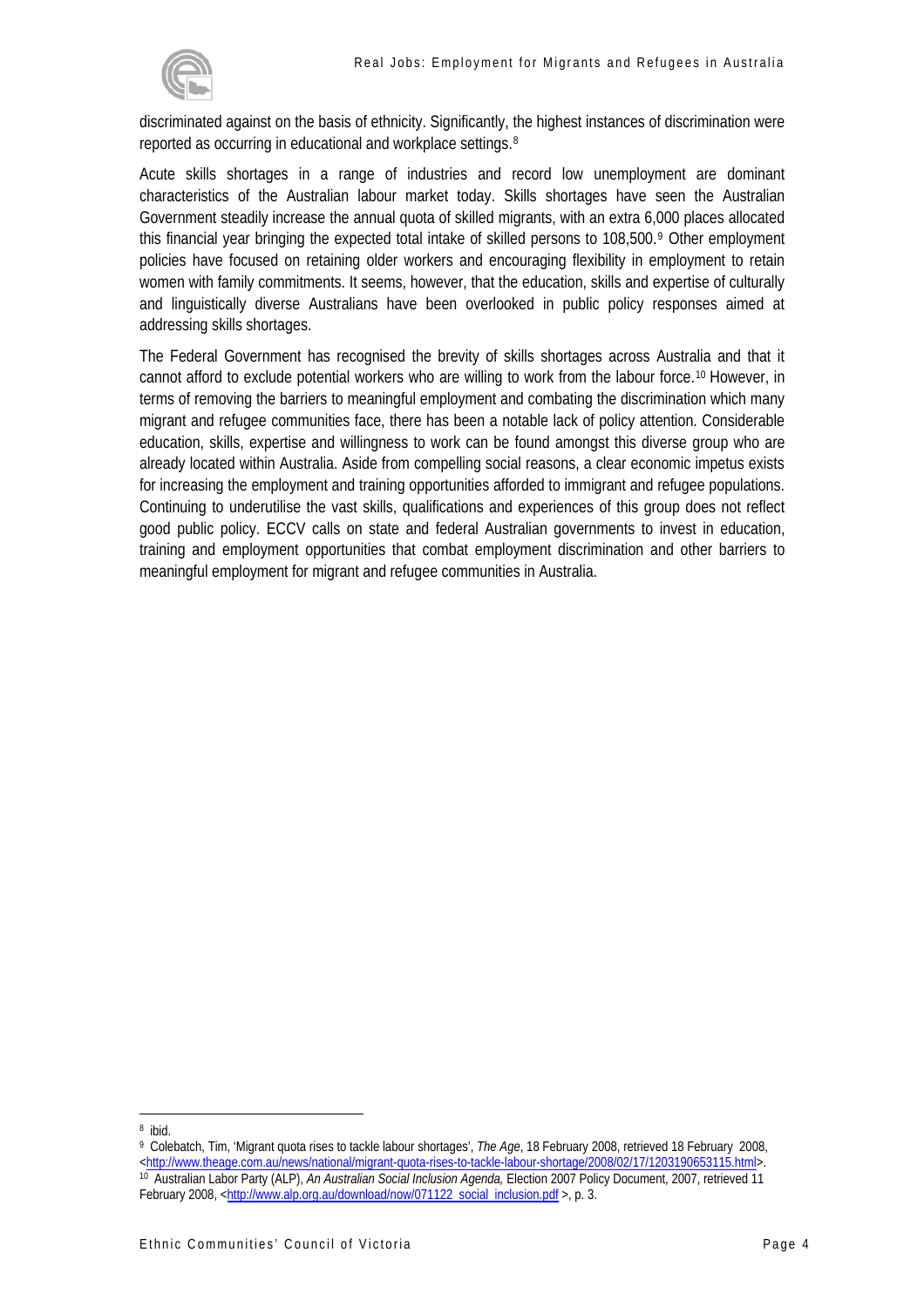discriminated against on the basis of ethnicity. Significantly, the highest instances of discrimination were reported as occurring in educational and workplace settings.[8]

Acute skills shortages in a range of industries and record low unemployment are dominant characteristics of the Australian labour market today. Skills shortages have seen the Australian Government steadily increase the annual quota of skilled migrants, with an extra 6,000 places allocated this financial year bringing the expected total intake of skilled persons to 108,500.[9] Other employment policies have focused on retaining older workers and encouraging flexibility in employment to retain women with family commitments. It seems, however, that the education, skills and expertise of culturally and linguistically diverse Australians have been overlooked in public policy responses aimed at addressing skills shortages.

The Federal Government has recognised the brevity of skills shortages across Australia and that it cannot afford to exclude potential workers who are willing to work from the labour force.[10] However, in terms of removing the barriers to meaningful employment and combating the discrimination which many migrant and refugee communities face, there has been a notable lack of policy attention. Considerable education, skills, expertise and willingness to work can be found amongst this diverse group who are already located within Australia. Aside from compelling social reasons, a clear economic impetus exists for increasing the employment and training opportunities afforded to immigrant and refugee populations. Continuing to underutilise the vast skills, qualifications and experiences of this group does not reflect good public policy. ECCV calls on state and federal Australian governments to invest in education, training and employment opportunities that combat employment discrimination and other barriers to meaningful employment for migrant and refugee communities in Australia.

---

[8] ibid.

[9] Colebatch, Tim, 'Migrant quota rises to tackle labour shortages', *The Age*, 18 February 2008, retrieved 18 February 2008, <http://www.theage.com.au/news/national/migrant-quota-rises-to-tackle-labour-shortage/2008/02/17/1203190653115.html>.

[10] Australian Labor Party (ALP), *An Australian Social Inclusion Agenda,* Election 2007 Policy Document, 2007, retrieved 11 February 2008, <http://www.alp.org.au/download/now/071122_social_inclusion.pdf >, p. 3.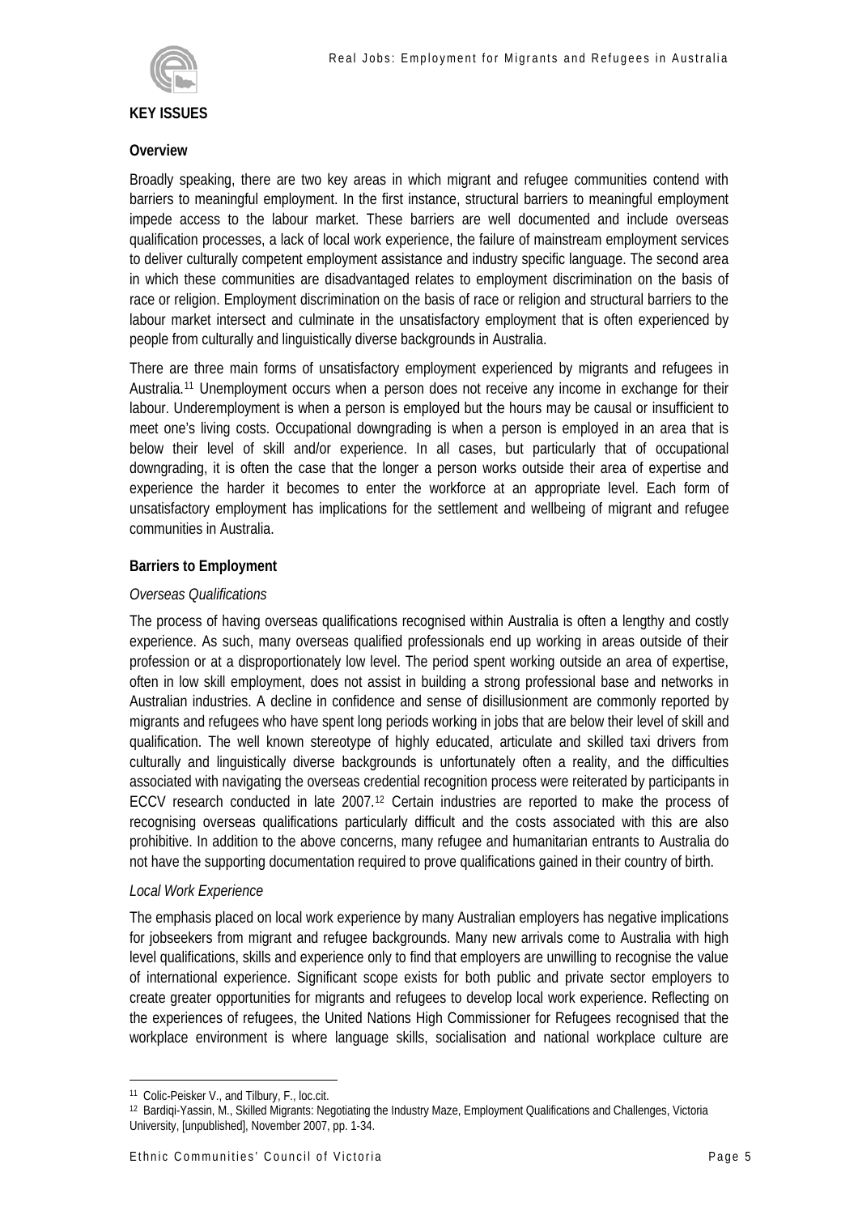**KEY ISSUES**

**Overview**

Broadly speaking, there are two key areas in which migrant and refugee communities contend with barriers to meaningful employment. In the first instance, structural barriers to meaningful employment impede access to the labour market. These barriers are well documented and include overseas qualification processes, a lack of local work experience, the failure of mainstream employment services to deliver culturally competent employment assistance and industry specific language. The second area in which these communities are disadvantaged relates to employment discrimination on the basis of race or religion. Employment discrimination on the basis of race or religion and structural barriers to the labour market intersect and culminate in the unsatisfactory employment that is often experienced by people from culturally and linguistically diverse backgrounds in Australia.

There are three main forms of unsatisfactory employment experienced by migrants and refugees in Australia.[11] Unemployment occurs when a person does not receive any income in exchange for their labour. Underemployment is when a person is employed but the hours may be causal or insufficient to meet one's living costs. Occupational downgrading is when a person is employed in an area that is below their level of skill and/or experience. In all cases, but particularly that of occupational downgrading, it is often the case that the longer a person works outside their area of expertise and experience the harder it becomes to enter the workforce at an appropriate level. Each form of unsatisfactory employment has implications for the settlement and wellbeing of migrant and refugee communities in Australia.

**Barriers to Employment**

*Overseas Qualifications*

The process of having overseas qualifications recognised within Australia is often a lengthy and costly experience. As such, many overseas qualified professionals end up working in areas outside of their profession or at a disproportionately low level. The period spent working outside an area of expertise, often in low skill employment, does not assist in building a strong professional base and networks in Australian industries. A decline in confidence and sense of disillusionment are commonly reported by migrants and refugees who have spent long periods working in jobs that are below their level of skill and qualification. The well known stereotype of highly educated, articulate and skilled taxi drivers from culturally and linguistically diverse backgrounds is unfortunately often a reality, and the difficulties associated with navigating the overseas credential recognition process were reiterated by participants in ECCV research conducted in late 2007.[12] Certain industries are reported to make the process of recognising overseas qualifications particularly difficult and the costs associated with this are also prohibitive. In addition to the above concerns, many refugee and humanitarian entrants to Australia do not have the supporting documentation required to prove qualifications gained in their country of birth.

*Local Work Experience*

The emphasis placed on local work experience by many Australian employers has negative implications for jobseekers from migrant and refugee backgrounds. Many new arrivals come to Australia with high level qualifications, skills and experience only to find that employers are unwilling to recognise the value of international experience. Significant scope exists for both public and private sector employers to create greater opportunities for migrants and refugees to develop local work experience. Reflecting on the experiences of refugees, the United Nations High Commissioner for Refugees recognised that the workplace environment is where language skills, socialisation and national workplace culture are

---

[11] Colic-Peisker V., and Tilbury, F., loc.cit.

[12] Bardiqi-Yassin, M., Skilled Migrants: Negotiating the Industry Maze, Employment Qualifications and Challenges, Victoria University, [unpublished], November 2007, pp. 1-34.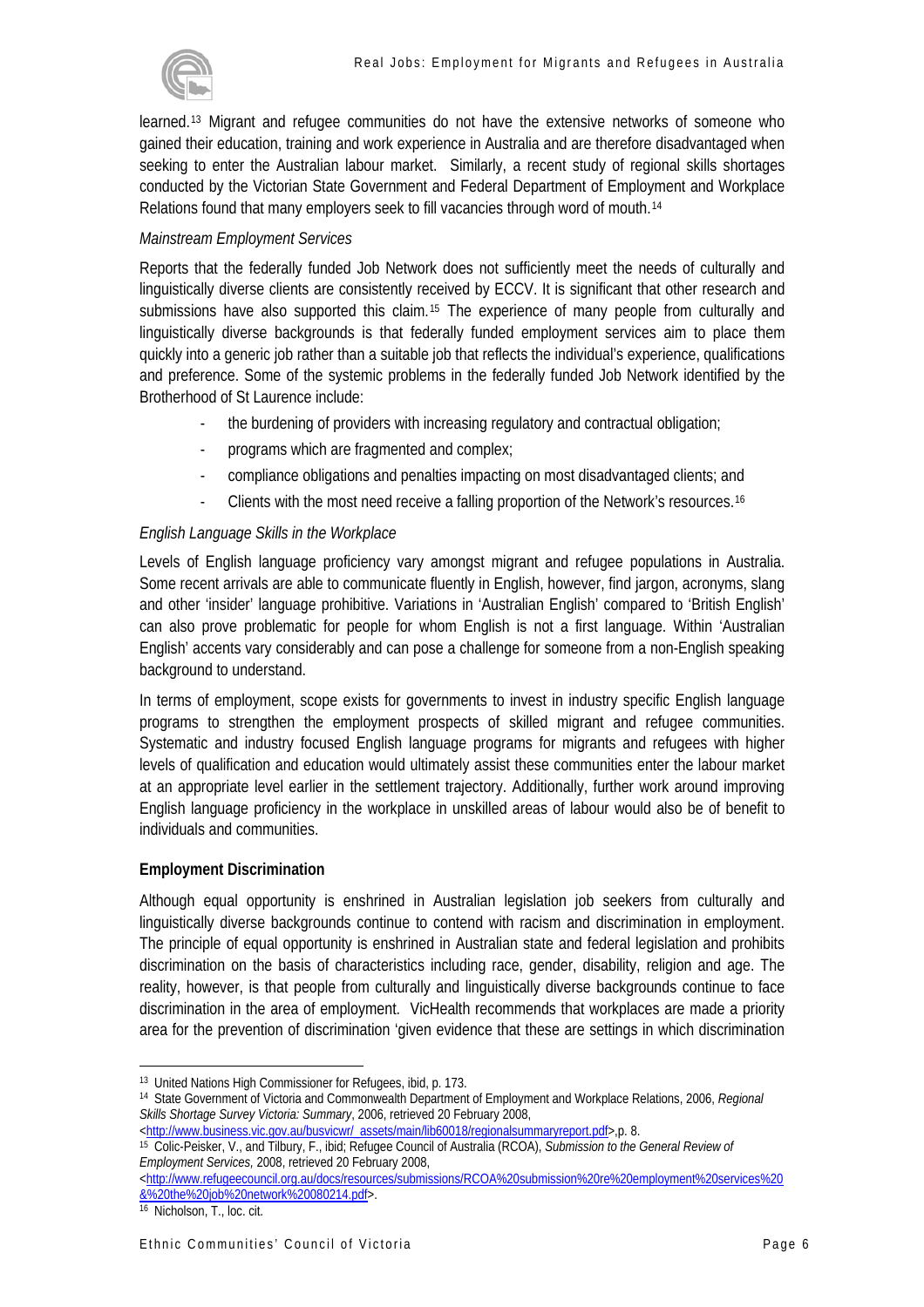learned.[13] Migrant and refugee communities do not have the extensive networks of someone who gained their education, training and work experience in Australia and are therefore disadvantaged when seeking to enter the Australian labour market. Similarly, a recent study of regional skills shortages conducted by the Victorian State Government and Federal Department of Employment and Workplace Relations found that many employers seek to fill vacancies through word of mouth.[14]

*Mainstream Employment Services*

Reports that the federally funded Job Network does not sufficiently meet the needs of culturally and linguistically diverse clients are consistently received by ECCV. It is significant that other research and submissions have also supported this claim.[15] The experience of many people from culturally and linguistically diverse backgrounds is that federally funded employment services aim to place them quickly into a generic job rather than a suitable job that reflects the individual's experience, qualifications and preference. Some of the systemic problems in the federally funded Job Network identified by the Brotherhood of St Laurence include:

- the burdening of providers with increasing regulatory and contractual obligation;
- programs which are fragmented and complex;
- compliance obligations and penalties impacting on most disadvantaged clients; and
- Clients with the most need receive a falling proportion of the Network's resources.[16]

*English Language Skills in the Workplace*

Levels of English language proficiency vary amongst migrant and refugee populations in Australia. Some recent arrivals are able to communicate fluently in English, however, find jargon, acronyms, slang and other 'insider' language prohibitive. Variations in 'Australian English' compared to 'British English' can also prove problematic for people for whom English is not a first language. Within 'Australian English' accents vary considerably and can pose a challenge for someone from a non-English speaking background to understand.

In terms of employment, scope exists for governments to invest in industry specific English language programs to strengthen the employment prospects of skilled migrant and refugee communities. Systematic and industry focused English language programs for migrants and refugees with higher levels of qualification and education would ultimately assist these communities enter the labour market at an appropriate level earlier in the settlement trajectory. Additionally, further work around improving English language proficiency in the workplace in unskilled areas of labour would also be of benefit to individuals and communities.

**Employment Discrimination**

Although equal opportunity is enshrined in Australian legislation job seekers from culturally and linguistically diverse backgrounds continue to contend with racism and discrimination in employment. The principle of equal opportunity is enshrined in Australian state and federal legislation and prohibits discrimination on the basis of characteristics including race, gender, disability, religion and age. The reality, however, is that people from culturally and linguistically diverse backgrounds continue to face discrimination in the area of employment. VicHealth recommends that workplaces are made a priority area for the prevention of discrimination 'given evidence that these are settings in which discrimination

---

[13] United Nations High Commissioner for Refugees, ibid, p. 173.

[14] State Government of Victoria and Commonwealth Department of Employment and Workplace Relations, 2006, *Regional Skills Shortage Survey Victoria: Summary*, 2006, retrieved 20 February 2008, <http://www.business.vic.gov.au/busvicwr/_assets/main/lib60018/regionalsummaryreport.pdf>,p. 8.

[15] Colic-Peisker, V., and Tilbury, F., ibid; Refugee Council of Australia (RCOA), *Submission to the General Review of Employment Services,* 2008, retrieved 20 February 2008, <http://www.refugeecouncil.org.au/docs/resources/submissions/RCOA%20submission%20re%20employment%20services%20&%20the%20job%20network%20080214.pdf>.

[16] Nicholson, T., loc. cit.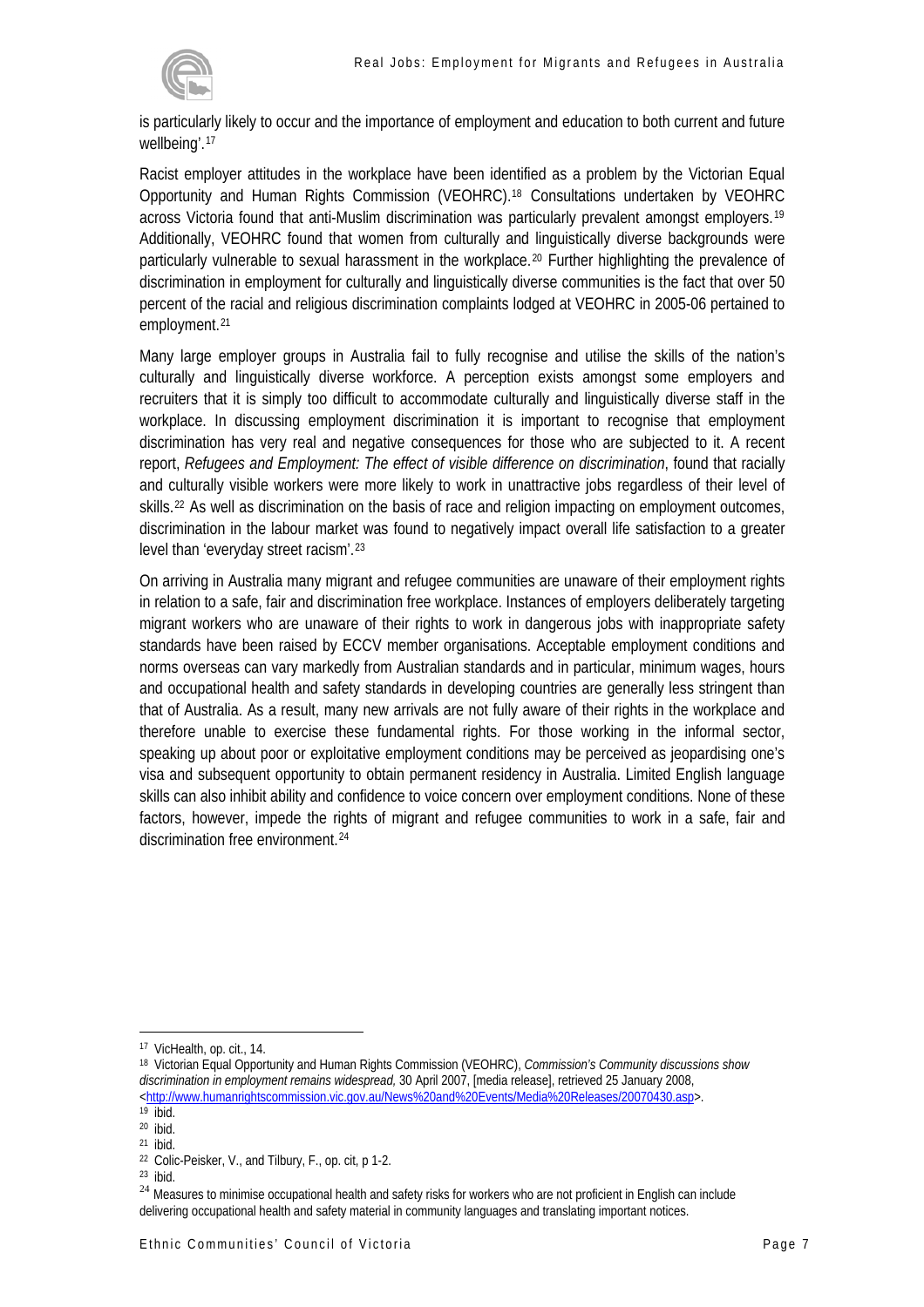is particularly likely to occur and the importance of employment and education to both current and future wellbeing'.[17]

Racist employer attitudes in the workplace have been identified as a problem by the Victorian Equal Opportunity and Human Rights Commission (VEOHRC).[18] Consultations undertaken by VEOHRC across Victoria found that anti-Muslim discrimination was particularly prevalent amongst employers.[19] Additionally, VEOHRC found that women from culturally and linguistically diverse backgrounds were particularly vulnerable to sexual harassment in the workplace.[20] Further highlighting the prevalence of discrimination in employment for culturally and linguistically diverse communities is the fact that over 50 percent of the racial and religious discrimination complaints lodged at VEOHRC in 2005-06 pertained to employment.[21]

Many large employer groups in Australia fail to fully recognise and utilise the skills of the nation's culturally and linguistically diverse workforce. A perception exists amongst some employers and recruiters that it is simply too difficult to accommodate culturally and linguistically diverse staff in the workplace. In discussing employment discrimination it is important to recognise that employment discrimination has very real and negative consequences for those who are subjected to it. A recent report, *Refugees and Employment: The effect of visible difference on discrimination*, found that racially and culturally visible workers were more likely to work in unattractive jobs regardless of their level of skills.[22] As well as discrimination on the basis of race and religion impacting on employment outcomes, discrimination in the labour market was found to negatively impact overall life satisfaction to a greater level than 'everyday street racism'.[23]

On arriving in Australia many migrant and refugee communities are unaware of their employment rights in relation to a safe, fair and discrimination free workplace. Instances of employers deliberately targeting migrant workers who are unaware of their rights to work in dangerous jobs with inappropriate safety standards have been raised by ECCV member organisations. Acceptable employment conditions and norms overseas can vary markedly from Australian standards and in particular, minimum wages, hours and occupational health and safety standards in developing countries are generally less stringent than that of Australia. As a result, many new arrivals are not fully aware of their rights in the workplace and therefore unable to exercise these fundamental rights. For those working in the informal sector, speaking up about poor or exploitative employment conditions may be perceived as jeopardising one's visa and subsequent opportunity to obtain permanent residency in Australia. Limited English language skills can also inhibit ability and confidence to voice concern over employment conditions. None of these factors, however, impede the rights of migrant and refugee communities to work in a safe, fair and discrimination free environment.[24]

---

[17] VicHealth, op. cit., 14.

[18] Victorian Equal Opportunity and Human Rights Commission (VEOHRC), *Commission's Community discussions show discrimination in employment remains widespread,* 30 April 2007, [media release], retrieved 25 January 2008, <http://www.humanrightscommission.vic.gov.au/News%20and%20Events/Media%20Releases/20070430.asp>.

[19] ibid.

[20] ibid.

[21] ibid.

[22] Colic-Peisker, V., and Tilbury, F., op. cit, p 1-2.

[23] ibid.

[24] Measures to minimise occupational health and safety risks for workers who are not proficient in English can include delivering occupational health and safety material in community languages and translating important notices.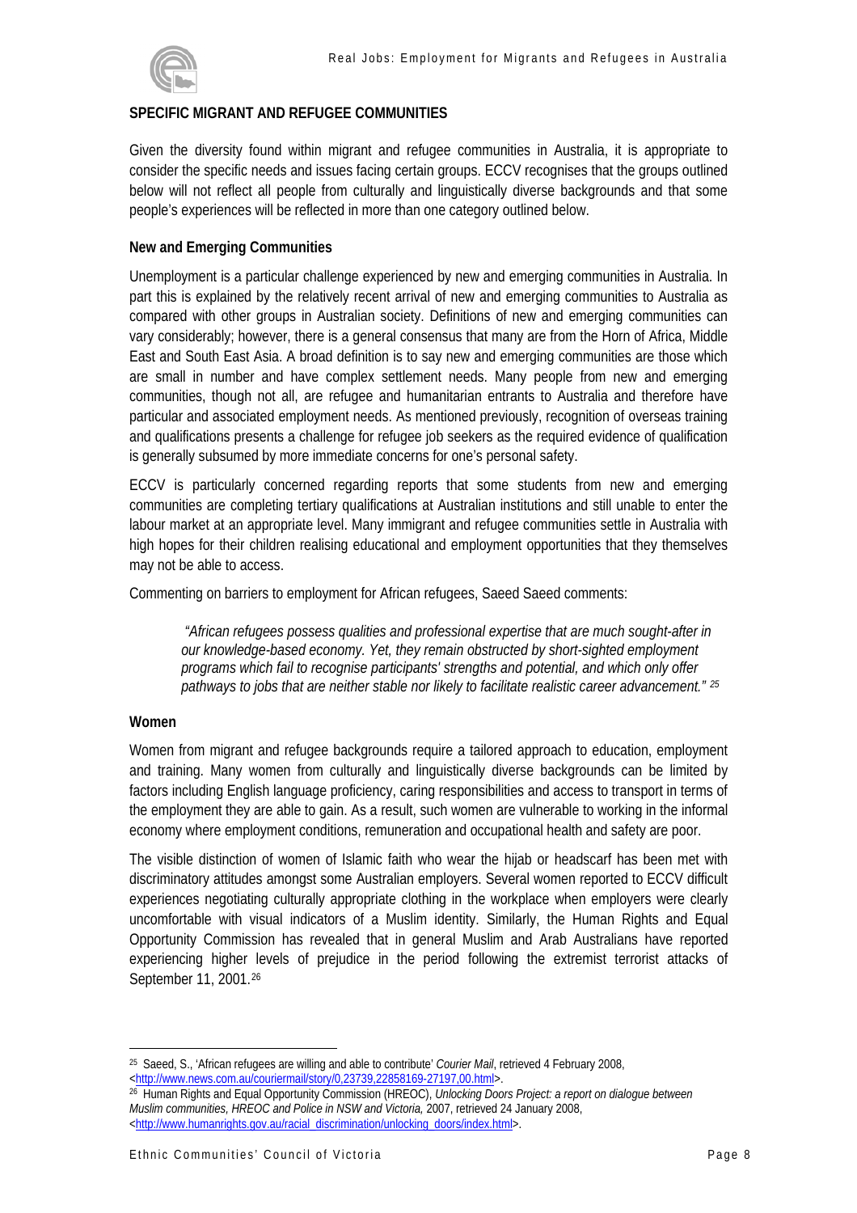## SPECIFIC MIGRANT AND REFUGEE COMMUNITIES

Given the diversity found within migrant and refugee communities in Australia, it is appropriate to consider the specific needs and issues facing certain groups. ECCV recognises that the groups outlined below will not reflect all people from culturally and linguistically diverse backgrounds and that some people's experiences will be reflected in more than one category outlined below.

### New and Emerging Communities

Unemployment is a particular challenge experienced by new and emerging communities in Australia. In part this is explained by the relatively recent arrival of new and emerging communities to Australia as compared with other groups in Australian society. Definitions of new and emerging communities can vary considerably; however, there is a general consensus that many are from the Horn of Africa, Middle East and South East Asia. A broad definition is to say new and emerging communities are those which are small in number and have complex settlement needs. Many people from new and emerging communities, though not all, are refugee and humanitarian entrants to Australia and therefore have particular and associated employment needs. As mentioned previously, recognition of overseas training and qualifications presents a challenge for refugee job seekers as the required evidence of qualification is generally subsumed by more immediate concerns for one's personal safety.

ECCV is particularly concerned regarding reports that some students from new and emerging communities are completing tertiary qualifications at Australian institutions and still unable to enter the labour market at an appropriate level. Many immigrant and refugee communities settle in Australia with high hopes for their children realising educational and employment opportunities that they themselves may not be able to access.

Commenting on barriers to employment for African refugees, Saeed Saeed comments:

> *"African refugees possess qualities and professional expertise that are much sought-after in our knowledge-based economy. Yet, they remain obstructed by short-sighted employment programs which fail to recognise participants' strengths and potential, and which only offer pathways to jobs that are neither stable nor likely to facilitate realistic career advancement."* [25]

### Women

Women from migrant and refugee backgrounds require a tailored approach to education, employment and training. Many women from culturally and linguistically diverse backgrounds can be limited by factors including English language proficiency, caring responsibilities and access to transport in terms of the employment they are able to gain. As a result, such women are vulnerable to working in the informal economy where employment conditions, remuneration and occupational health and safety are poor.

The visible distinction of women of Islamic faith who wear the hijab or headscarf has been met with discriminatory attitudes amongst some Australian employers. Several women reported to ECCV difficult experiences negotiating culturally appropriate clothing in the workplace when employers were clearly uncomfortable with visual indicators of a Muslim identity. Similarly, the Human Rights and Equal Opportunity Commission has revealed that in general Muslim and Arab Australians have reported experiencing higher levels of prejudice in the period following the extremist terrorist attacks of September 11, 2001.[26]

---

[25] Saeed, S., 'African refugees are willing and able to contribute' *Courier Mail*, retrieved 4 February 2008, <http://www.news.com.au/couriermail/story/0,23739,22858169-27197,00.html>.

[26] Human Rights and Equal Opportunity Commission (HREOC), *Unlocking Doors Project: a report on dialogue between Muslim communities, HREOC and Police in NSW and Victoria,* 2007, retrieved 24 January 2008, <http://www.humanrights.gov.au/racial_discrimination/unlocking_doors/index.html>.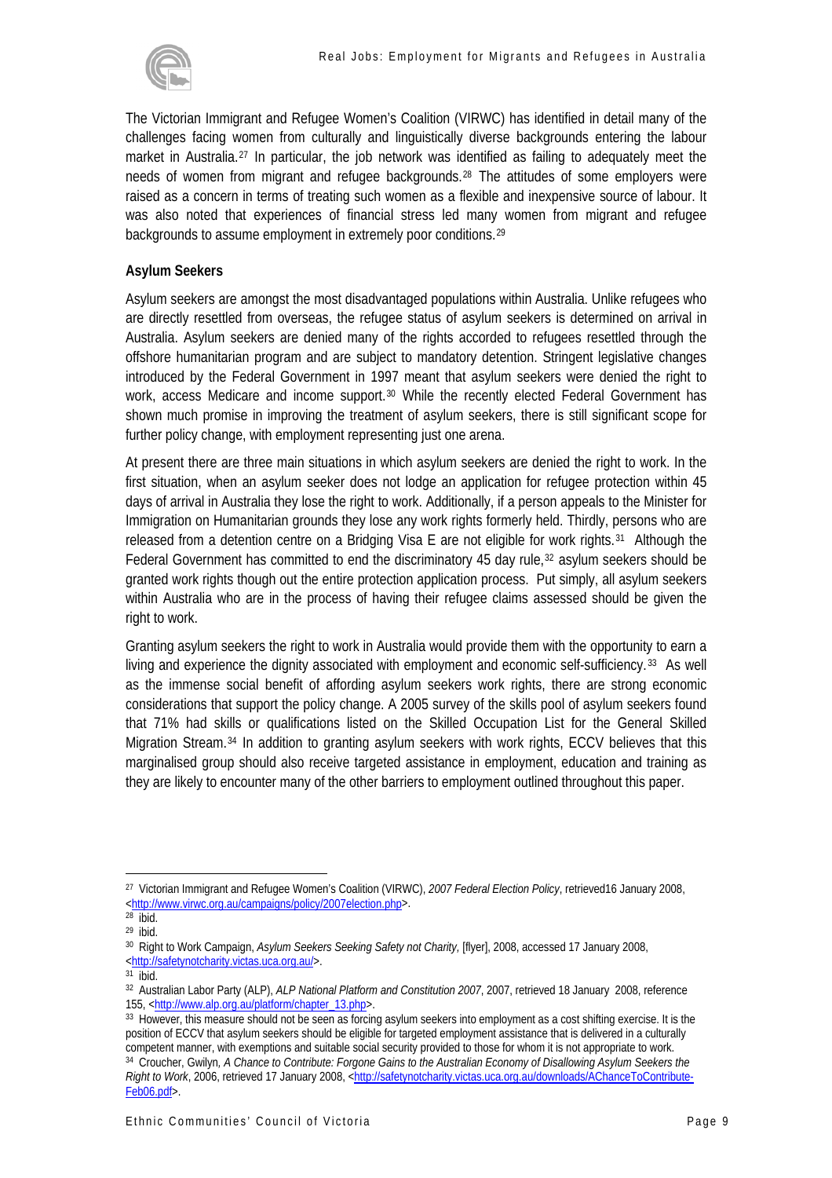The Victorian Immigrant and Refugee Women's Coalition (VIRWC) has identified in detail many of the challenges facing women from culturally and linguistically diverse backgrounds entering the labour market in Australia.[27] In particular, the job network was identified as failing to adequately meet the needs of women from migrant and refugee backgrounds.[28] The attitudes of some employers were raised as a concern in terms of treating such women as a flexible and inexpensive source of labour. It was also noted that experiences of financial stress led many women from migrant and refugee backgrounds to assume employment in extremely poor conditions.[29]

**Asylum Seekers**

Asylum seekers are amongst the most disadvantaged populations within Australia. Unlike refugees who are directly resettled from overseas, the refugee status of asylum seekers is determined on arrival in Australia. Asylum seekers are denied many of the rights accorded to refugees resettled through the offshore humanitarian program and are subject to mandatory detention. Stringent legislative changes introduced by the Federal Government in 1997 meant that asylum seekers were denied the right to work, access Medicare and income support.[30] While the recently elected Federal Government has shown much promise in improving the treatment of asylum seekers, there is still significant scope for further policy change, with employment representing just one arena.

At present there are three main situations in which asylum seekers are denied the right to work. In the first situation, when an asylum seeker does not lodge an application for refugee protection within 45 days of arrival in Australia they lose the right to work. Additionally, if a person appeals to the Minister for Immigration on Humanitarian grounds they lose any work rights formerly held. Thirdly, persons who are released from a detention centre on a Bridging Visa E are not eligible for work rights.[31] Although the Federal Government has committed to end the discriminatory 45 day rule,[32] asylum seekers should be granted work rights though out the entire protection application process. Put simply, all asylum seekers within Australia who are in the process of having their refugee claims assessed should be given the right to work.

Granting asylum seekers the right to work in Australia would provide them with the opportunity to earn a living and experience the dignity associated with employment and economic self-sufficiency.[33] As well as the immense social benefit of affording asylum seekers work rights, there are strong economic considerations that support the policy change. A 2005 survey of the skills pool of asylum seekers found that 71% had skills or qualifications listed on the Skilled Occupation List for the General Skilled Migration Stream.[34] In addition to granting asylum seekers with work rights, ECCV believes that this marginalised group should also receive targeted assistance in employment, education and training as they are likely to encounter many of the other barriers to employment outlined throughout this paper.

---

[27] Victorian Immigrant and Refugee Women's Coalition (VIRWC), *2007 Federal Election Policy*, retrieved16 January 2008, <http://www.virwc.org.au/campaigns/policy/2007election.php>.

[28] ibid.

[29] ibid.

[30] Right to Work Campaign, *Asylum Seekers Seeking Safety not Charity,* [flyer], 2008, accessed 17 January 2008, <http://safetynotcharity.victas.uca.org.au/>.

[31] ibid.

[32] Australian Labor Party (ALP), *ALP National Platform and Constitution 2007*, 2007, retrieved 18 January 2008, reference 155, <http://www.alp.org.au/platform/chapter_13.php>.

[33] However, this measure should not be seen as forcing asylum seekers into employment as a cost shifting exercise. It is the position of ECCV that asylum seekers should be eligible for targeted employment assistance that is delivered in a culturally competent manner, with exemptions and suitable social security provided to those for whom it is not appropriate to work.

[34] Croucher, Gwilyn, *A Chance to Contribute: Forgone Gains to the Australian Economy of Disallowing Asylum Seekers the Right to Work*, 2006, retrieved 17 January 2008, <http://safetynotcharity.victas.uca.org.au/downloads/AChanceToContribute-Feb06.pdf>.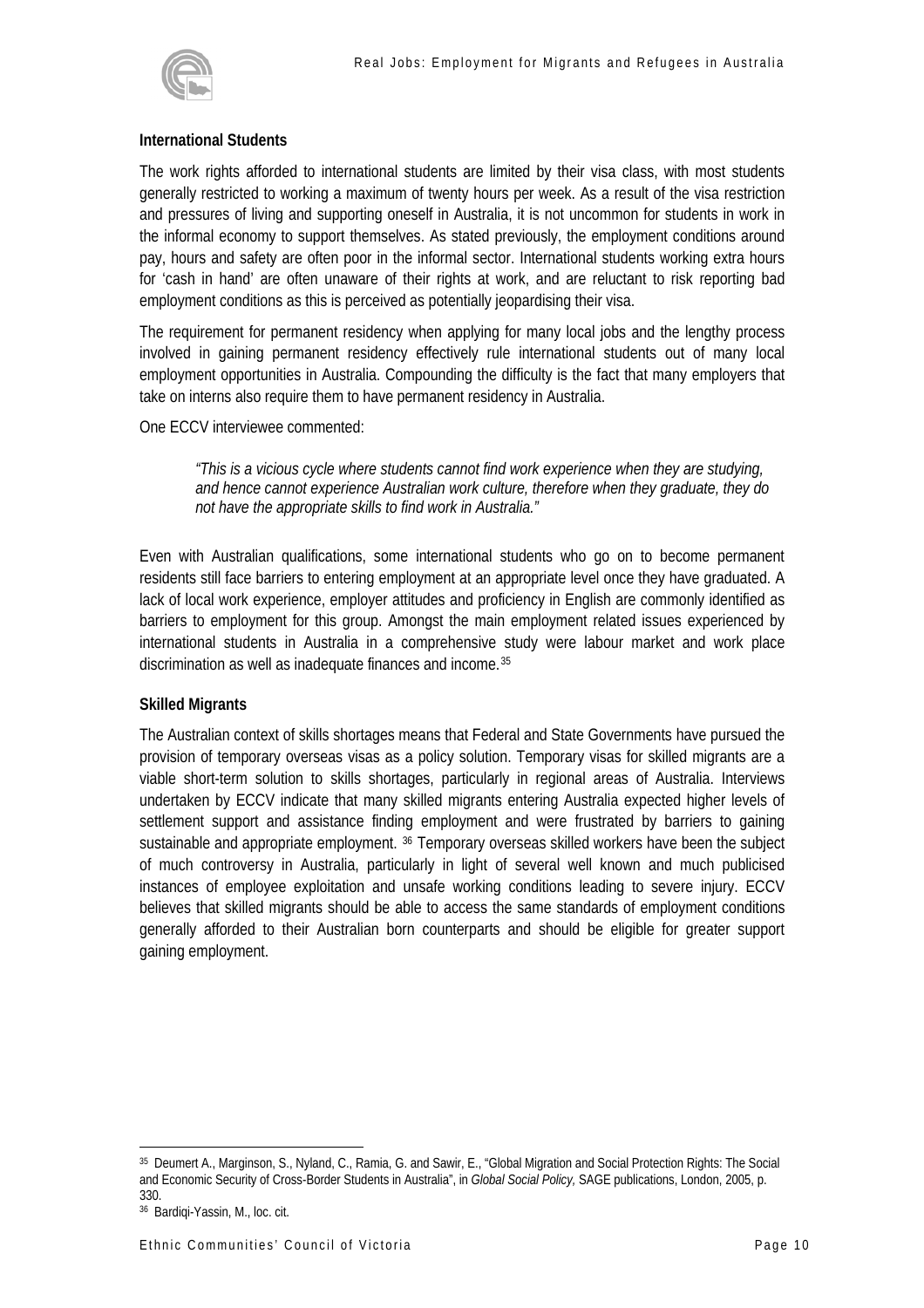**International Students**

The work rights afforded to international students are limited by their visa class, with most students generally restricted to working a maximum of twenty hours per week. As a result of the visa restriction and pressures of living and supporting oneself in Australia, it is not uncommon for students in work in the informal economy to support themselves. As stated previously, the employment conditions around pay, hours and safety are often poor in the informal sector. International students working extra hours for 'cash in hand' are often unaware of their rights at work, and are reluctant to risk reporting bad employment conditions as this is perceived as potentially jeopardising their visa.

The requirement for permanent residency when applying for many local jobs and the lengthy process involved in gaining permanent residency effectively rule international students out of many local employment opportunities in Australia. Compounding the difficulty is the fact that many employers that take on interns also require them to have permanent residency in Australia.

One ECCV interviewee commented:

> *"This is a vicious cycle where students cannot find work experience when they are studying, and hence cannot experience Australian work culture, therefore when they graduate, they do not have the appropriate skills to find work in Australia."*

Even with Australian qualifications, some international students who go on to become permanent residents still face barriers to entering employment at an appropriate level once they have graduated. A lack of local work experience, employer attitudes and proficiency in English are commonly identified as barriers to employment for this group. Amongst the main employment related issues experienced by international students in Australia in a comprehensive study were labour market and work place discrimination as well as inadequate finances and income.[35]

**Skilled Migrants**

The Australian context of skills shortages means that Federal and State Governments have pursued the provision of temporary overseas visas as a policy solution. Temporary visas for skilled migrants are a viable short-term solution to skills shortages, particularly in regional areas of Australia. Interviews undertaken by ECCV indicate that many skilled migrants entering Australia expected higher levels of settlement support and assistance finding employment and were frustrated by barriers to gaining sustainable and appropriate employment. [36] Temporary overseas skilled workers have been the subject of much controversy in Australia, particularly in light of several well known and much publicised instances of employee exploitation and unsafe working conditions leading to severe injury. ECCV believes that skilled migrants should be able to access the same standards of employment conditions generally afforded to their Australian born counterparts and should be eligible for greater support gaining employment.

---

[35] Deumert A., Marginson, S., Nyland, C., Ramia, G. and Sawir, E., "Global Migration and Social Protection Rights: The Social and Economic Security of Cross-Border Students in Australia", in *Global Social Policy,* SAGE publications, London, 2005, p. 330.

[36] Bardiqi-Yassin, M., loc. cit.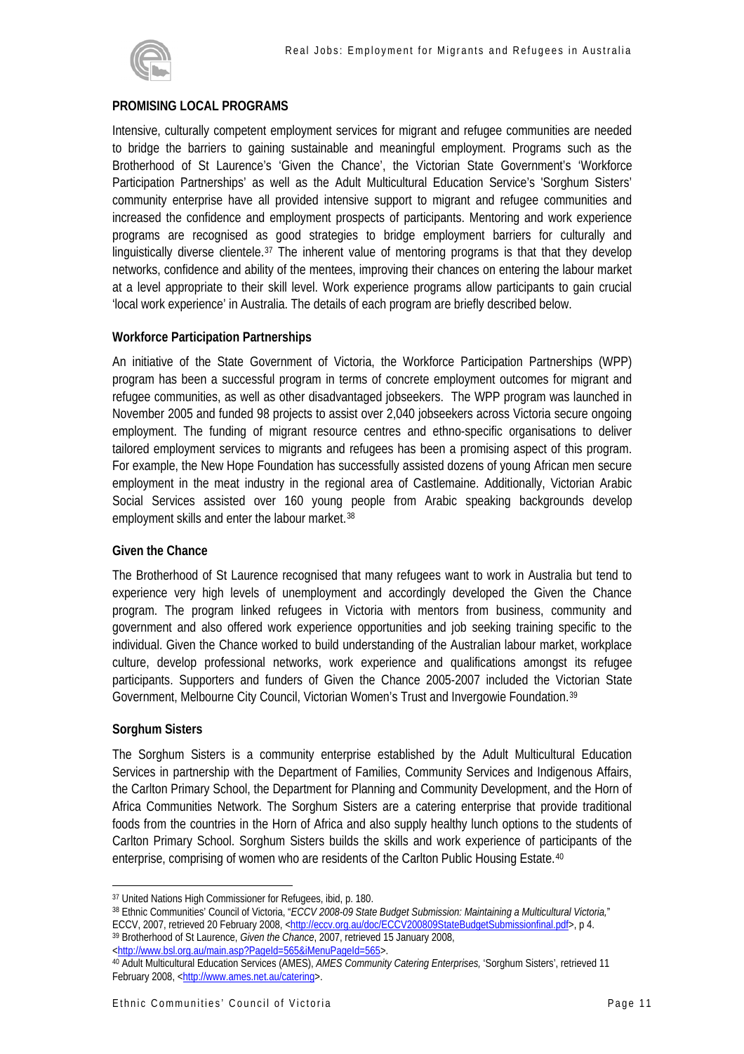## PROMISING LOCAL PROGRAMS

Intensive, culturally competent employment services for migrant and refugee communities are needed to bridge the barriers to gaining sustainable and meaningful employment. Programs such as the Brotherhood of St Laurence's 'Given the Chance', the Victorian State Government's 'Workforce Participation Partnerships' as well as the Adult Multicultural Education Service's 'Sorghum Sisters' community enterprise have all provided intensive support to migrant and refugee communities and increased the confidence and employment prospects of participants. Mentoring and work experience programs are recognised as good strategies to bridge employment barriers for culturally and linguistically diverse clientele.[37] The inherent value of mentoring programs is that that they develop networks, confidence and ability of the mentees, improving their chances on entering the labour market at a level appropriate to their skill level. Work experience programs allow participants to gain crucial 'local work experience' in Australia. The details of each program are briefly described below.

### Workforce Participation Partnerships

An initiative of the State Government of Victoria, the Workforce Participation Partnerships (WPP) program has been a successful program in terms of concrete employment outcomes for migrant and refugee communities, as well as other disadvantaged jobseekers. The WPP program was launched in November 2005 and funded 98 projects to assist over 2,040 jobseekers across Victoria secure ongoing employment. The funding of migrant resource centres and ethno-specific organisations to deliver tailored employment services to migrants and refugees has been a promising aspect of this program. For example, the New Hope Foundation has successfully assisted dozens of young African men secure employment in the meat industry in the regional area of Castlemaine. Additionally, Victorian Arabic Social Services assisted over 160 young people from Arabic speaking backgrounds develop employment skills and enter the labour market.[38]

### Given the Chance

The Brotherhood of St Laurence recognised that many refugees want to work in Australia but tend to experience very high levels of unemployment and accordingly developed the Given the Chance program. The program linked refugees in Victoria with mentors from business, community and government and also offered work experience opportunities and job seeking training specific to the individual. Given the Chance worked to build understanding of the Australian labour market, workplace culture, develop professional networks, work experience and qualifications amongst its refugee participants. Supporters and funders of Given the Chance 2005-2007 included the Victorian State Government, Melbourne City Council, Victorian Women's Trust and Invergowie Foundation.[39]

### Sorghum Sisters

The Sorghum Sisters is a community enterprise established by the Adult Multicultural Education Services in partnership with the Department of Families, Community Services and Indigenous Affairs, the Carlton Primary School, the Department for Planning and Community Development, and the Horn of Africa Communities Network. The Sorghum Sisters are a catering enterprise that provide traditional foods from the countries in the Horn of Africa and also supply healthy lunch options to the students of Carlton Primary School. Sorghum Sisters builds the skills and work experience of participants of the enterprise, comprising of women who are residents of the Carlton Public Housing Estate.[40]

---

[37] United Nations High Commissioner for Refugees, ibid, p. 180.

[38] Ethnic Communities' Council of Victoria, "*ECCV 2008-09 State Budget Submission: Maintaining a Multicultural Victoria,*" ECCV, 2007, retrieved 20 February 2008, <http://eccv.org.au/doc/ECCV200809StateBudgetSubmissionfinal.pdf>, p 4.

[39] Brotherhood of St Laurence, *Given the Chance*, 2007, retrieved 15 January 2008, <http://www.bsl.org.au/main.asp?PageId=565&iMenuPageId=565>.

[40] Adult Multicultural Education Services (AMES), *AMES Community Catering Enterprises,* 'Sorghum Sisters', retrieved 11 February 2008, <http://www.ames.net.au/catering>.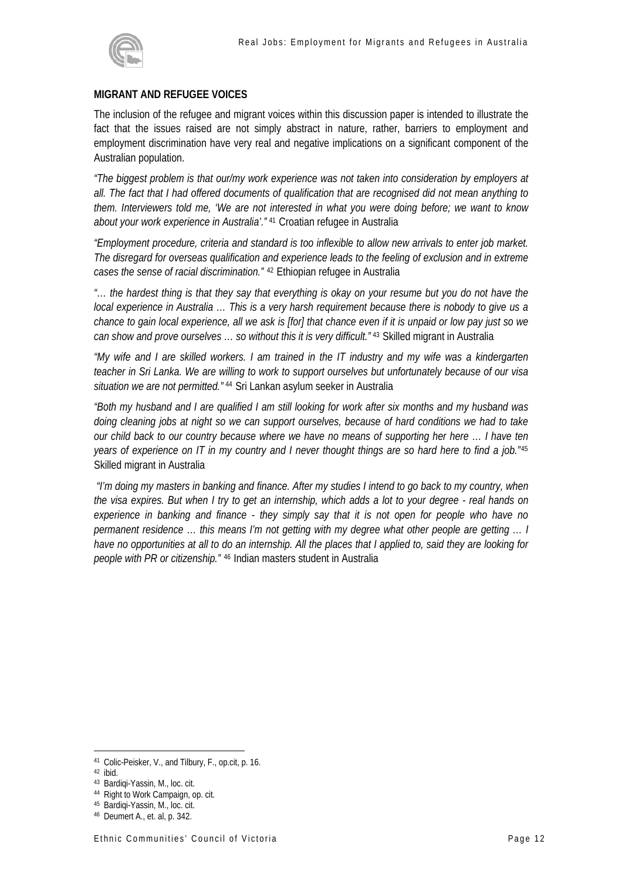**MIGRANT AND REFUGEE VOICES**

The inclusion of the refugee and migrant voices within this discussion paper is intended to illustrate the fact that the issues raised are not simply abstract in nature, rather, barriers to employment and employment discrimination have very real and negative implications on a significant component of the Australian population.

*"The biggest problem is that our/my work experience was not taken into consideration by employers at all. The fact that I had offered documents of qualification that are recognised did not mean anything to them. Interviewers told me, 'We are not interested in what you were doing before; we want to know about your work experience in Australia'."* [41] Croatian refugee in Australia

*"Employment procedure, criteria and standard is too inflexible to allow new arrivals to enter job market. The disregard for overseas qualification and experience leads to the feeling of exclusion and in extreme cases the sense of racial discrimination."* [42] Ethiopian refugee in Australia

*"… the hardest thing is that they say that everything is okay on your resume but you do not have the local experience in Australia … This is a very harsh requirement because there is nobody to give us a chance to gain local experience, all we ask is [for] that chance even if it is unpaid or low pay just so we can show and prove ourselves … so without this it is very difficult."* [43] Skilled migrant in Australia

*"My wife and I are skilled workers. I am trained in the IT industry and my wife was a kindergarten teacher in Sri Lanka. We are willing to work to support ourselves but unfortunately because of our visa situation we are not permitted."* [44] Sri Lankan asylum seeker in Australia

*"Both my husband and I are qualified I am still looking for work after six months and my husband was doing cleaning jobs at night so we can support ourselves, because of hard conditions we had to take our child back to our country because where we have no means of supporting her here … I have ten years of experience on IT in my country and I never thought things are so hard here to find a job."*[45] Skilled migrant in Australia

*"I'm doing my masters in banking and finance. After my studies I intend to go back to my country, when the visa expires. But when I try to get an internship, which adds a lot to your degree - real hands on experience in banking and finance - they simply say that it is not open for people who have no permanent residence … this means I'm not getting with my degree what other people are getting … I have no opportunities at all to do an internship. All the places that I applied to, said they are looking for people with PR or citizenship."* [46] Indian masters student in Australia

---

[41] Colic-Peisker, V., and Tilbury, F., op.cit, p. 16.
[42] ibid.
[43] Bardiqi-Yassin, M., loc. cit.
[44] Right to Work Campaign, op. cit.
[45] Bardiqi-Yassin, M., loc. cit.
[46] Deumert A., et. al, p. 342.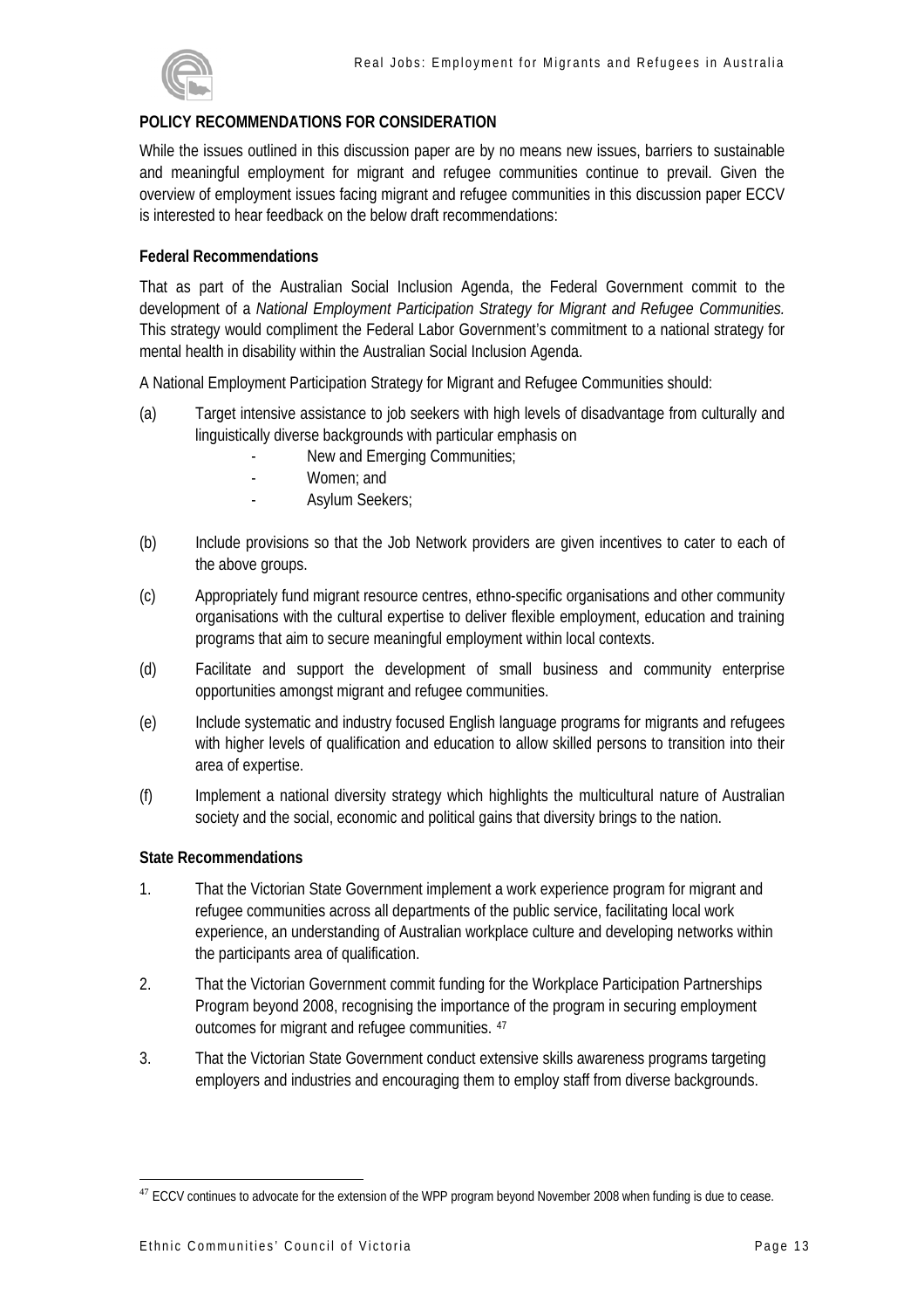## POLICY RECOMMENDATIONS FOR CONSIDERATION

While the issues outlined in this discussion paper are by no means new issues, barriers to sustainable and meaningful employment for migrant and refugee communities continue to prevail. Given the overview of employment issues facing migrant and refugee communities in this discussion paper ECCV is interested to hear feedback on the below draft recommendations:

### Federal Recommendations

That as part of the Australian Social Inclusion Agenda, the Federal Government commit to the development of a *National Employment Participation Strategy for Migrant and Refugee Communities.* This strategy would compliment the Federal Labor Government's commitment to a national strategy for mental health in disability within the Australian Social Inclusion Agenda.

A National Employment Participation Strategy for Migrant and Refugee Communities should:

(a) Target intensive assistance to job seekers with high levels of disadvantage from culturally and linguistically diverse backgrounds with particular emphasis on
  - New and Emerging Communities;
  - Women; and
  - Asylum Seekers;

(b) Include provisions so that the Job Network providers are given incentives to cater to each of the above groups.

(c) Appropriately fund migrant resource centres, ethno-specific organisations and other community organisations with the cultural expertise to deliver flexible employment, education and training programs that aim to secure meaningful employment within local contexts.

(d) Facilitate and support the development of small business and community enterprise opportunities amongst migrant and refugee communities.

(e) Include systematic and industry focused English language programs for migrants and refugees with higher levels of qualification and education to allow skilled persons to transition into their area of expertise.

(f) Implement a national diversity strategy which highlights the multicultural nature of Australian society and the social, economic and political gains that diversity brings to the nation.

### State Recommendations

1. That the Victorian State Government implement a work experience program for migrant and refugee communities across all departments of the public service, facilitating local work experience, an understanding of Australian workplace culture and developing networks within the participants area of qualification.

2. That the Victorian Government commit funding for the Workplace Participation Partnerships Program beyond 2008, recognising the importance of the program in securing employment outcomes for migrant and refugee communities. [47]

3. That the Victorian State Government conduct extensive skills awareness programs targeting employers and industries and encouraging them to employ staff from diverse backgrounds.

---

[47] ECCV continues to advocate for the extension of the WPP program beyond November 2008 when funding is due to cease.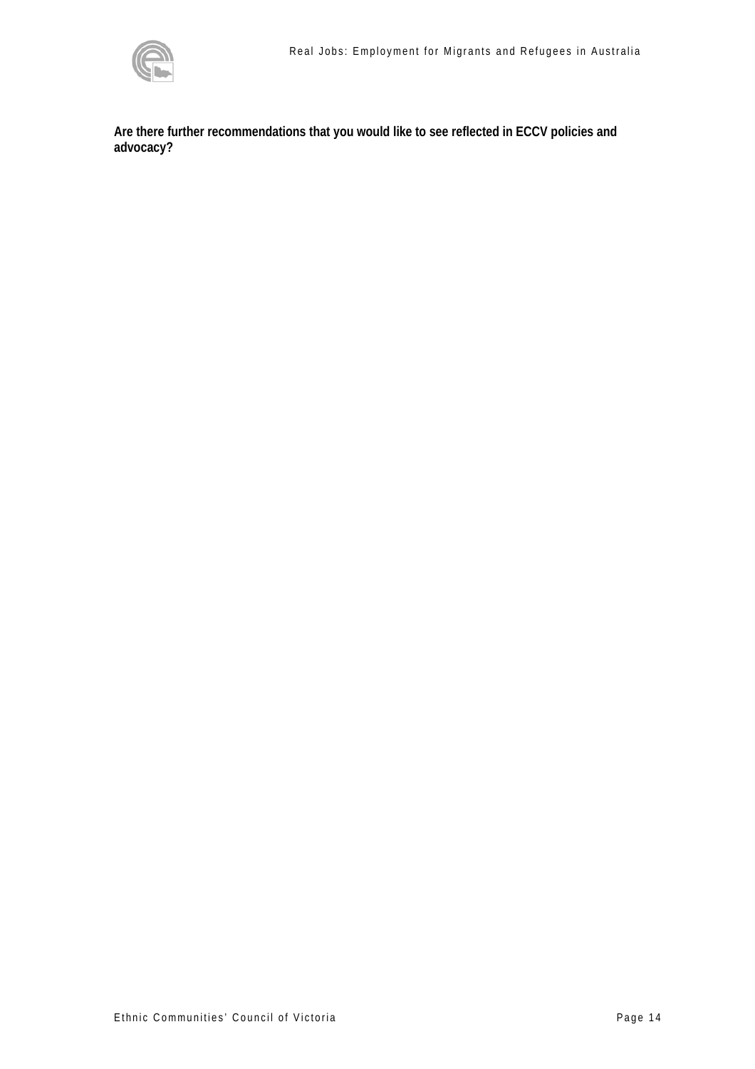**Are there further recommendations that you would like to see reflected in ECCV policies and advocacy?**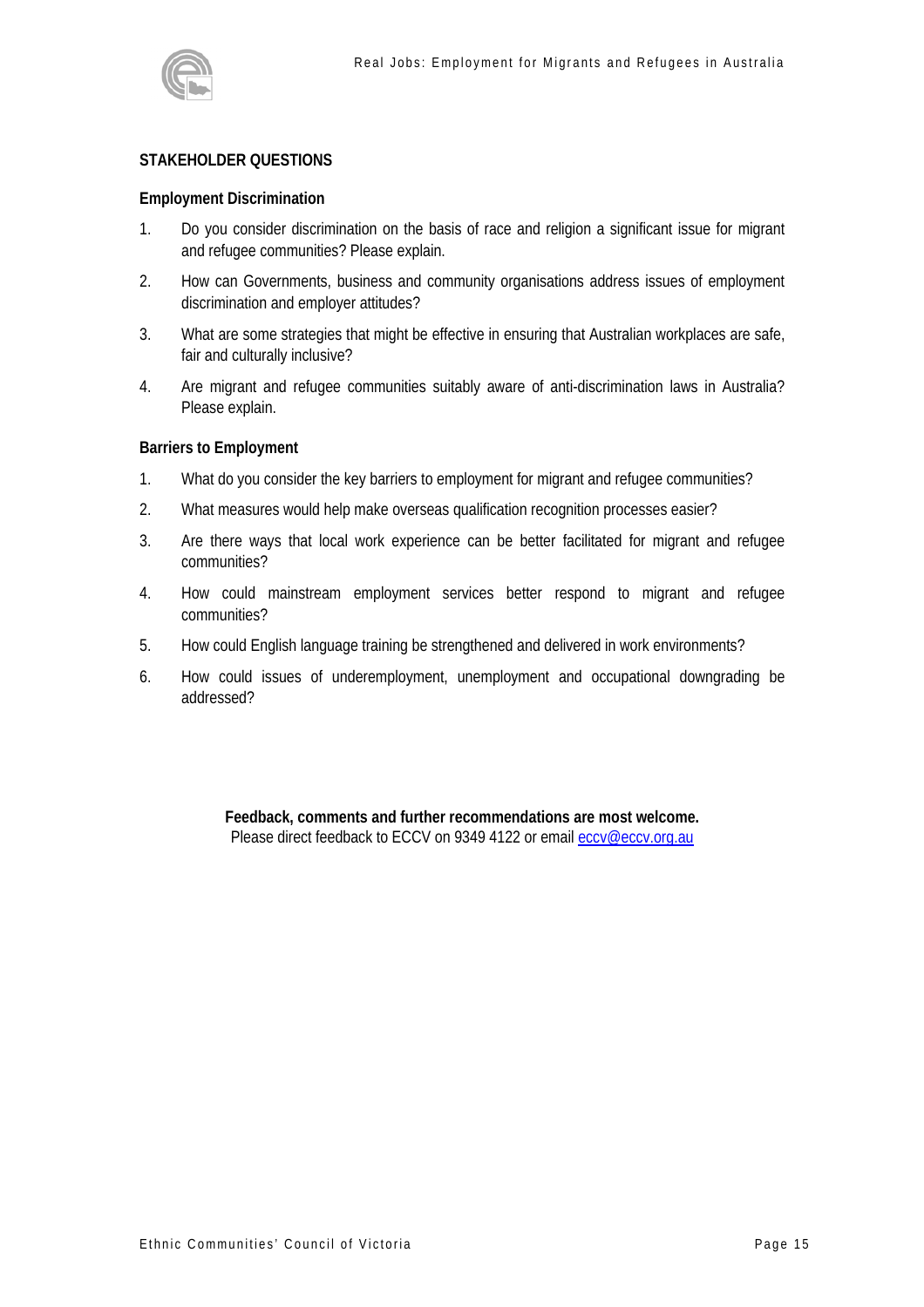## STAKEHOLDER QUESTIONS

### Employment Discrimination

1. Do you consider discrimination on the basis of race and religion a significant issue for migrant and refugee communities? Please explain.
2. How can Governments, business and community organisations address issues of employment discrimination and employer attitudes?
3. What are some strategies that might be effective in ensuring that Australian workplaces are safe, fair and culturally inclusive?
4. Are migrant and refugee communities suitably aware of anti-discrimination laws in Australia? Please explain.

### Barriers to Employment

1. What do you consider the key barriers to employment for migrant and refugee communities?
2. What measures would help make overseas qualification recognition processes easier?
3. Are there ways that local work experience can be better facilitated for migrant and refugee communities?
4. How could mainstream employment services better respond to migrant and refugee communities?
5. How could English language training be strengthened and delivered in work environments?
6. How could issues of underemployment, unemployment and occupational downgrading be addressed?

**Feedback, comments and further recommendations are most welcome.**
Please direct feedback to ECCV on 9349 4122 or email eccv@eccv.org.au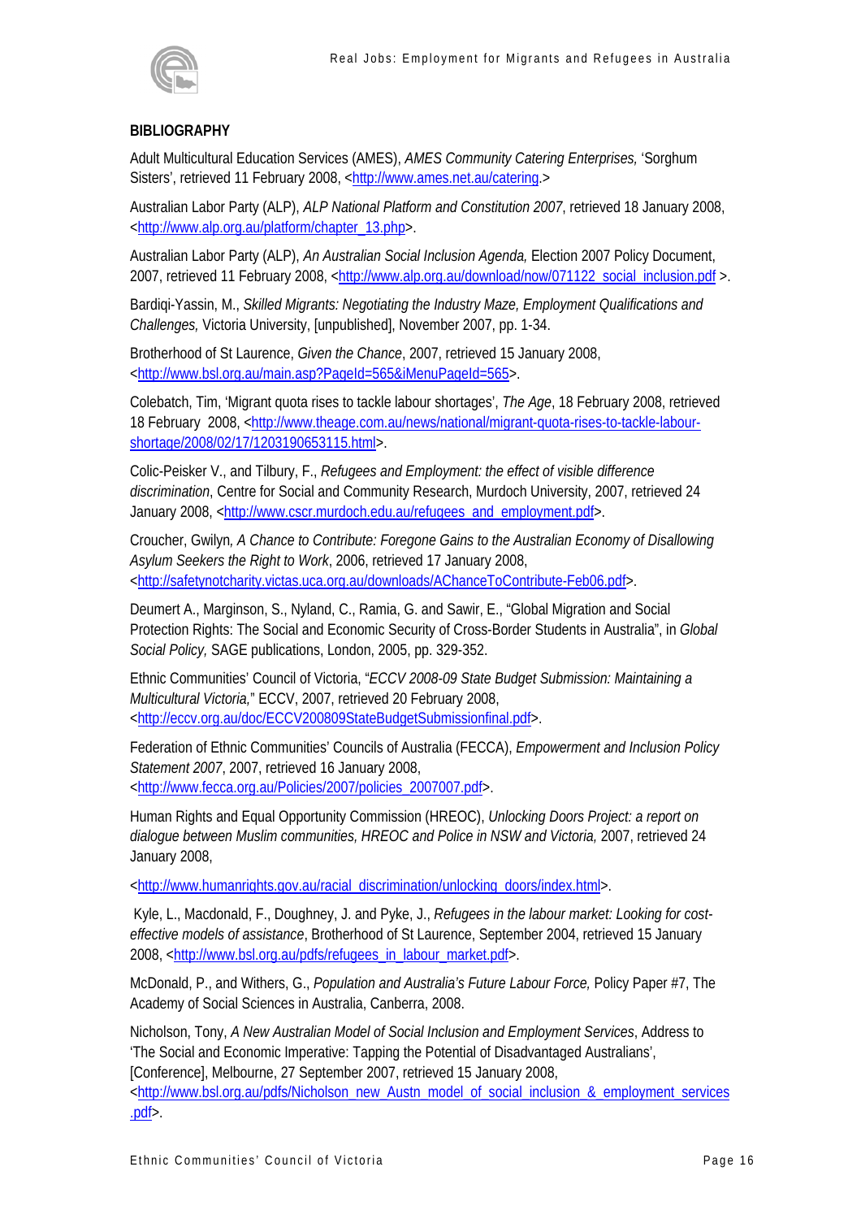## BIBLIOGRAPHY

Adult Multicultural Education Services (AMES), *AMES Community Catering Enterprises,* 'Sorghum Sisters', retrieved 11 February 2008, <http://www.ames.net.au/catering.>

Australian Labor Party (ALP), *ALP National Platform and Constitution 2007*, retrieved 18 January 2008, <http://www.alp.org.au/platform/chapter_13.php>.

Australian Labor Party (ALP), *An Australian Social Inclusion Agenda,* Election 2007 Policy Document, 2007, retrieved 11 February 2008, <http://www.alp.org.au/download/now/071122_social_inclusion.pdf >.

Bardiqi-Yassin, M., *Skilled Migrants: Negotiating the Industry Maze, Employment Qualifications and Challenges,* Victoria University, [unpublished], November 2007, pp. 1-34.

Brotherhood of St Laurence, *Given the Chance*, 2007, retrieved 15 January 2008, <http://www.bsl.org.au/main.asp?PageId=565&iMenuPageId=565>.

Colebatch, Tim, 'Migrant quota rises to tackle labour shortages', *The Age*, 18 February 2008, retrieved 18 February 2008, <http://www.theage.com.au/news/national/migrant-quota-rises-to-tackle-labour-shortage/2008/02/17/1203190653115.html>.

Colic-Peisker V., and Tilbury, F., *Refugees and Employment: the effect of visible difference discrimination*, Centre for Social and Community Research, Murdoch University, 2007, retrieved 24 January 2008, <http://www.cscr.murdoch.edu.au/refugees_and_employment.pdf>.

Croucher, Gwilyn, *A Chance to Contribute: Foregone Gains to the Australian Economy of Disallowing Asylum Seekers the Right to Work*, 2006, retrieved 17 January 2008, <http://safetynotcharity.victas.uca.org.au/downloads/AChanceToContribute-Feb06.pdf>.

Deumert A., Marginson, S., Nyland, C., Ramia, G. and Sawir, E., "Global Migration and Social Protection Rights: The Social and Economic Security of Cross-Border Students in Australia", in *Global Social Policy,* SAGE publications, London, 2005, pp. 329-352.

Ethnic Communities' Council of Victoria, "*ECCV 2008-09 State Budget Submission: Maintaining a Multicultural Victoria,*" ECCV, 2007, retrieved 20 February 2008, <http://eccv.org.au/doc/ECCV200809StateBudgetSubmissionfinal.pdf>.

Federation of Ethnic Communities' Councils of Australia (FECCA), *Empowerment and Inclusion Policy Statement 2007*, 2007, retrieved 16 January 2008, <http://www.fecca.org.au/Policies/2007/policies_2007007.pdf>.

Human Rights and Equal Opportunity Commission (HREOC), *Unlocking Doors Project: a report on dialogue between Muslim communities, HREOC and Police in NSW and Victoria,* 2007, retrieved 24 January 2008,

<http://www.humanrights.gov.au/racial_discrimination/unlocking_doors/index.html>.

Kyle, L., Macdonald, F., Doughney, J. and Pyke, J., *Refugees in the labour market: Looking for cost-effective models of assistance*, Brotherhood of St Laurence, September 2004, retrieved 15 January 2008, <http://www.bsl.org.au/pdfs/refugees_in_labour_market.pdf>.

McDonald, P., and Withers, G., *Population and Australia's Future Labour Force,* Policy Paper #7, The Academy of Social Sciences in Australia, Canberra, 2008.

Nicholson, Tony, *A New Australian Model of Social Inclusion and Employment Services*, Address to 'The Social and Economic Imperative: Tapping the Potential of Disadvantaged Australians', [Conference], Melbourne, 27 September 2007, retrieved 15 January 2008, <http://www.bsl.org.au/pdfs/Nicholson_new_Austn_model_of_social_inclusion_&_employment_services.pdf>.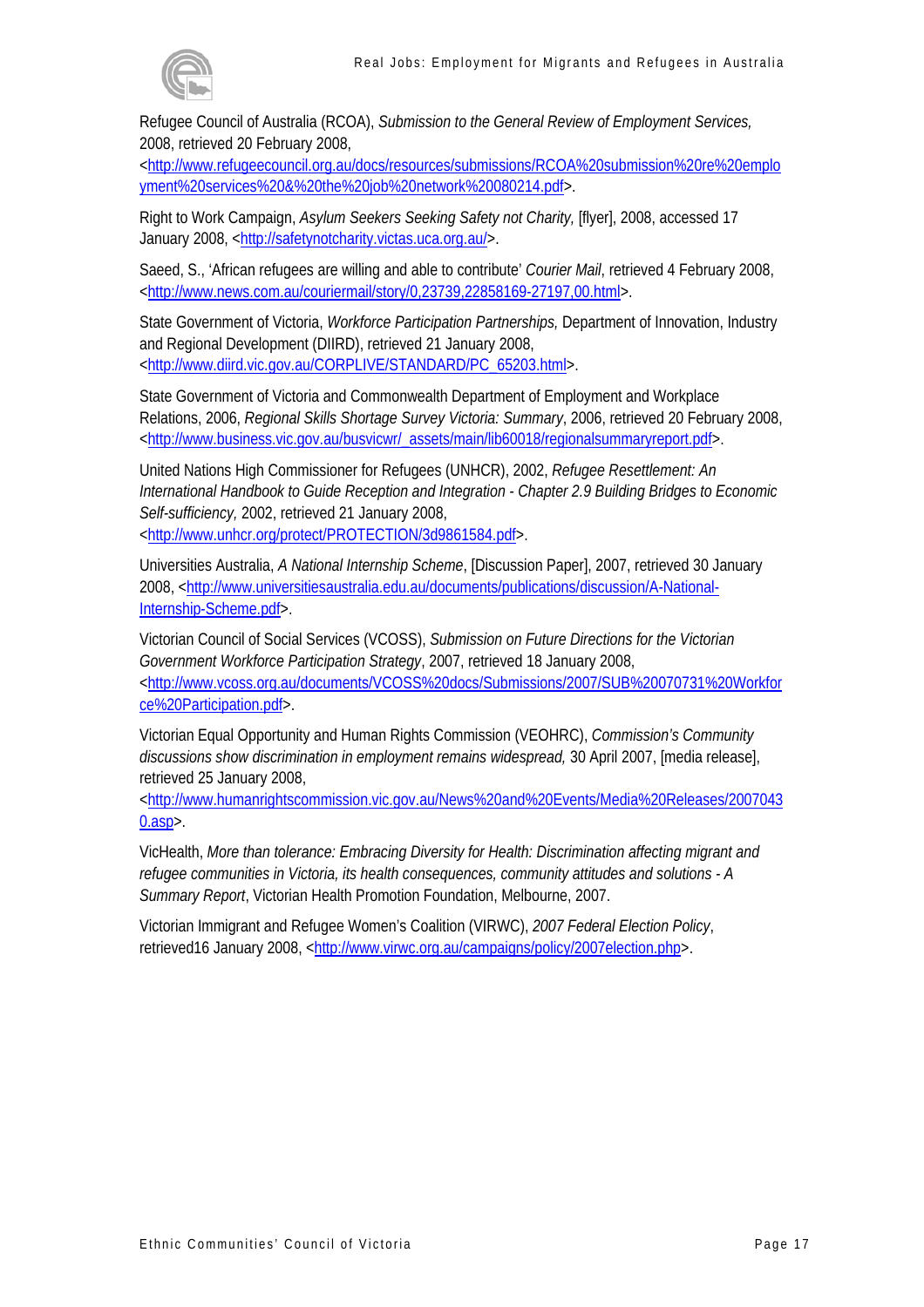Refugee Council of Australia (RCOA), *Submission to the General Review of Employment Services,* 2008, retrieved 20 February 2008, <http://www.refugeecouncil.org.au/docs/resources/submissions/RCOA%20submission%20re%20employment%20services%20&%20the%20job%20network%20080214.pdf>.

Right to Work Campaign, *Asylum Seekers Seeking Safety not Charity,* [flyer], 2008, accessed 17 January 2008, <http://safetynotcharity.victas.uca.org.au/>.

Saeed, S., 'African refugees are willing and able to contribute' *Courier Mail*, retrieved 4 February 2008, <http://www.news.com.au/couriermail/story/0,23739,22858169-27197,00.html>.

State Government of Victoria, *Workforce Participation Partnerships,* Department of Innovation, Industry and Regional Development (DIIRD), retrieved 21 January 2008, <http://www.diird.vic.gov.au/CORPLIVE/STANDARD/PC_65203.html>.

State Government of Victoria and Commonwealth Department of Employment and Workplace Relations, 2006, *Regional Skills Shortage Survey Victoria: Summary*, 2006, retrieved 20 February 2008, <http://www.business.vic.gov.au/busvicwr/_assets/main/lib60018/regionalsummaryreport.pdf>.

United Nations High Commissioner for Refugees (UNHCR), 2002, *Refugee Resettlement: An International Handbook to Guide Reception and Integration - Chapter 2.9 Building Bridges to Economic Self-sufficiency,* 2002, retrieved 21 January 2008, <http://www.unhcr.org/protect/PROTECTION/3d9861584.pdf>.

Universities Australia, *A National Internship Scheme*, [Discussion Paper], 2007, retrieved 30 January 2008, <http://www.universitiesaustralia.edu.au/documents/publications/discussion/A-National-Internship-Scheme.pdf>.

Victorian Council of Social Services (VCOSS), *Submission on Future Directions for the Victorian Government Workforce Participation Strategy*, 2007, retrieved 18 January 2008, <http://www.vcoss.org.au/documents/VCOSS%20docs/Submissions/2007/SUB%20070731%20Workforce%20Participation.pdf>.

Victorian Equal Opportunity and Human Rights Commission (VEOHRC), *Commission's Community discussions show discrimination in employment remains widespread,* 30 April 2007, [media release], retrieved 25 January 2008, <http://www.humanrightscommission.vic.gov.au/News%20and%20Events/Media%20Releases/20070430.asp>.

VicHealth, *More than tolerance: Embracing Diversity for Health: Discrimination affecting migrant and refugee communities in Victoria, its health consequences, community attitudes and solutions - A Summary Report*, Victorian Health Promotion Foundation, Melbourne, 2007.

Victorian Immigrant and Refugee Women's Coalition (VIRWC), *2007 Federal Election Policy*, retrieved16 January 2008, <http://www.virwc.org.au/campaigns/policy/2007election.php>.